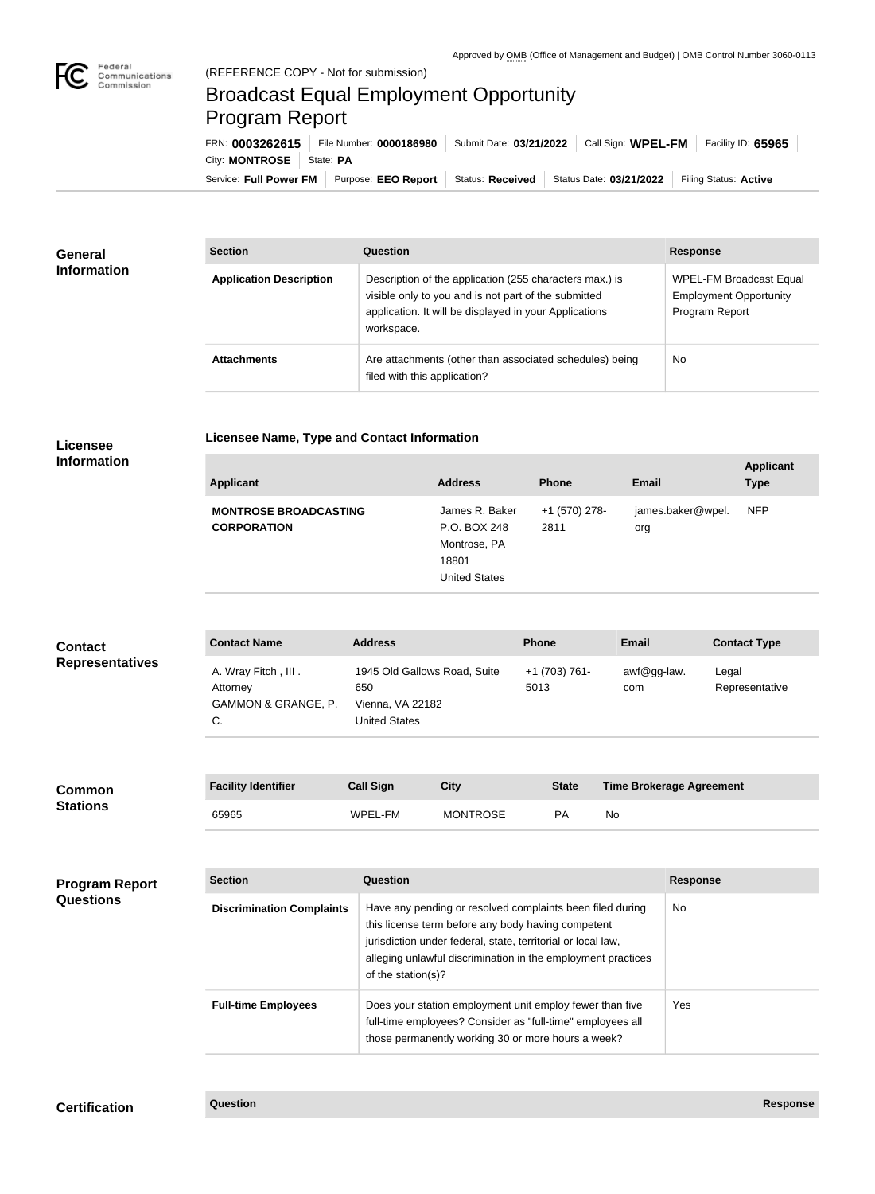Approved by OMB (Office of Management and Budget) | OMB Control Number 3060-0113

(REFERENCE COPY - Not for submission)

# Broadcast Equal Employment Opportunity Program Report

FRN: **0003262615** | File Number: **0000186980** | Submit Date: **03/21/2022** | Call Sign: **WPEL-FM** | Facility ID: **65965** | City: **MONTROSE** | State: **PA**

Service: **Full Power FM** | Purpose: **EEO Report** | Status: **Received** | Status Date: **03/21/2022** | Filing Status: **Active**

## General Information

| Section | Question | Response |
| --- | --- | --- |
| **Application Description** | Description of the application (255 characters max.) is visible only to you and is not part of the submitted application. It will be displayed in your Applications workspace. | WPEL-FM Broadcast Equal Employment Opportunity Program Report |
| **Attachments** | Are attachments (other than associated schedules) being filed with this application? | No |

## Licensee Information

**Licensee Name, Type and Contact Information**

| Applicant | Address | Phone | Email | Applicant Type |
| --- | --- | --- | --- | --- |
| **MONTROSE BROADCASTING CORPORATION** | James R. Baker<br>P.O. BOX 248<br>Montrose, PA 18801<br>United States | +1 (570) 278-2811 | james.baker@wpel.org | NFP |

## Contact Representatives

| Contact Name | Address | Phone | Email | Contact Type |
| --- | --- | --- | --- | --- |
| A. Wray Fitch , III .<br>Attorney<br>GAMMON & GRANGE, P. C. | 1945 Old Gallows Road, Suite 650<br>Vienna, VA 22182<br>United States | +1 (703) 761-5013 | awf@gg-law.com | Legal Representative |

## Common Stations

| Facility Identifier | Call Sign | City | State | Time Brokerage Agreement |
| --- | --- | --- | --- | --- |
| 65965 | WPEL-FM | MONTROSE | PA | No |

## Program Report Questions

| Section | Question | Response |
| --- | --- | --- |
| **Discrimination Complaints** | Have any pending or resolved complaints been filed during this license term before any body having competent jurisdiction under federal, state, territorial or local law, alleging unlawful discrimination in the employment practices of the station(s)? | No |
| **Full-time Employees** | Does your station employment unit employ fewer than five full-time employees? Consider as "full-time" employees all those permanently working 30 or more hours a week? | Yes |

## Certification

| Question | Response |
| --- | --- |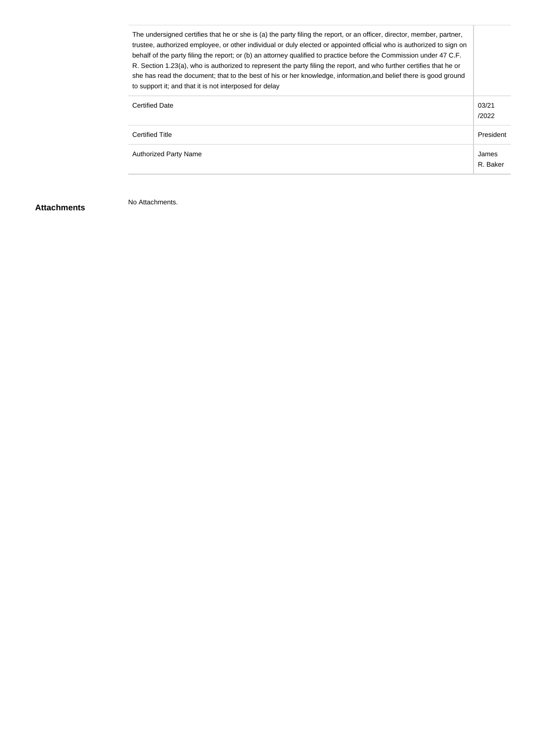| | |
|---|---|
| The undersigned certifies that he or she is (a) the party filing the report, or an officer, director, member, partner, trustee, authorized employee, or other individual or duly elected or appointed official who is authorized to sign on behalf of the party filing the report; or (b) an attorney qualified to practice before the Commission under 47 C.F. R. Section 1.23(a), who is authorized to represent the party filing the report, and who further certifies that he or she has read the document; that to the best of his or her knowledge, information,and belief there is good ground to support it; and that it is not interposed for delay | |
| Certified Date | 03/21/2022 |
| Certified Title | President |
| Authorized Party Name | James R. Baker |

**Attachments**

No Attachments.